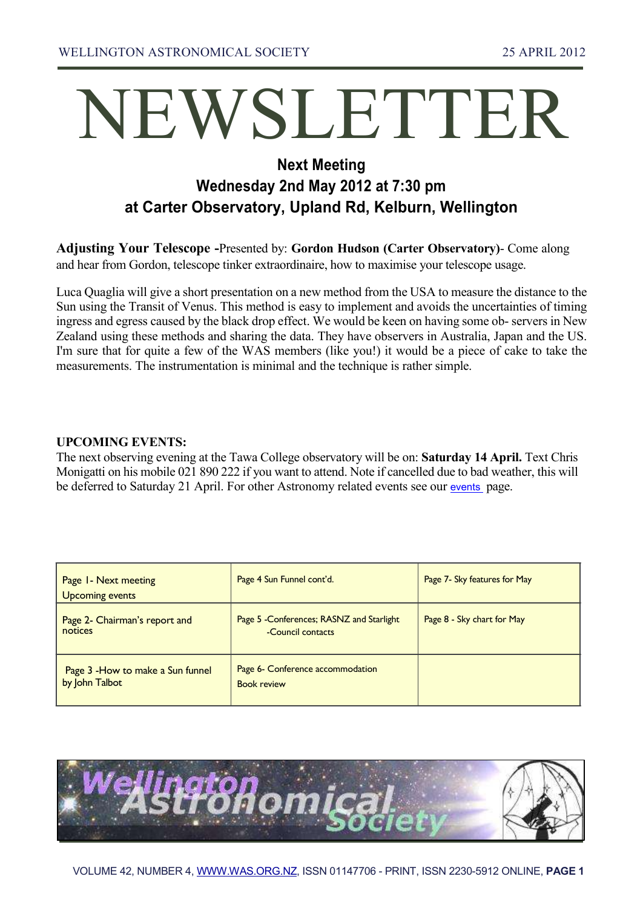WELLINGTON ASTRONOMICAL SOCIETY 25 APRIL 2012

# NEWSLETTER

## Next Meeting
## Wednesday 2nd May 2012 at 7:30 pm
## at Carter Observatory, Upland Rd, Kelburn, Wellington

**Adjusting Your Telescope -**Presented by: **Gordon Hudson (Carter Observatory)**- Come along and hear from Gordon, telescope tinker extraordinaire, how to maximise your telescope usage.

Luca Quaglia will give a short presentation on a new method from the USA to measure the distance to the Sun using the Transit of Venus. This method is easy to implement and avoids the uncertainties of timing ingress and egress caused by the black drop effect. We would be keen on having some ob- servers in New Zealand using these methods and sharing the data. They have observers in Australia, Japan and the US. I'm sure that for quite a few of the WAS members (like you!) it would be a piece of cake to take the measurements. The instrumentation is minimal and the technique is rather simple.

**UPCOMING EVENTS:**

The next observing evening at the Tawa College observatory will be on: **Saturday 14 April.** Text Chris Monigatti on his mobile 021 890 222 if you want to attend. Note if cancelled due to bad weather, this will be deferred to Saturday 21 April. For other Astronomy related events see our events page.

| | | |
|---|---|---|
| Page 1- Next meeting<br>Upcoming events | Page 4 Sun Funnel cont'd. | Page 7- Sky features for May |
| Page 2- Chairman's report and notices | Page 5 -Conferences; RASNZ and Starlight -Council contacts | Page 8 - Sky chart for May |
| Page 3 -How to make a Sun funnel by John Talbot | Page 6- Conference accommodation<br>Book review | |

Wellington Astronomical Society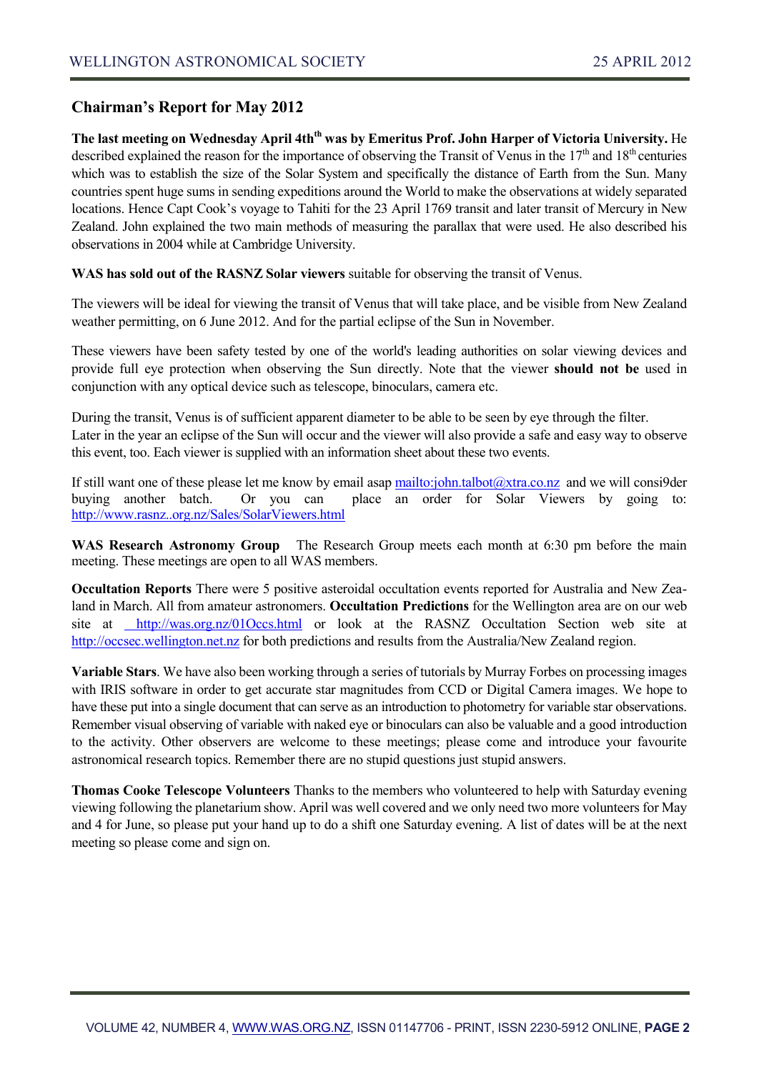## Chairman's Report for May 2012

**The last meeting on Wednesday April 4th[th] was by Emeritus Prof. John Harper of Victoria University.** He described explained the reason for the importance of observing the Transit of Venus in the 17th and 18th centuries which was to establish the size of the Solar System and specifically the distance of Earth from the Sun. Many countries spent huge sums in sending expeditions around the World to make the observations at widely separated locations. Hence Capt Cook's voyage to Tahiti for the 23 April 1769 transit and later transit of Mercury in New Zealand. John explained the two main methods of measuring the parallax that were used. He also described his observations in 2004 while at Cambridge University.

**WAS has sold out of the RASNZ Solar viewers** suitable for observing the transit of Venus.

The viewers will be ideal for viewing the transit of Venus that will take place, and be visible from New Zealand weather permitting, on 6 June 2012. And for the partial eclipse of the Sun in November.

These viewers have been safety tested by one of the world's leading authorities on solar viewing devices and provide full eye protection when observing the Sun directly. Note that the viewer **should not be** used in conjunction with any optical device such as telescope, binoculars, camera etc.

During the transit, Venus is of sufficient apparent diameter to be able to be seen by eye through the filter. Later in the year an eclipse of the Sun will occur and the viewer will also provide a safe and easy way to observe this event, too. Each viewer is supplied with an information sheet about these two events.

If still want one of these please let me know by email asap mailto:john.talbot@xtra.co.nz and we will consi9der buying another batch. Or you can place an order for Solar Viewers by going to: http://www.rasnz..org.nz/Sales/SolarViewers.html

**WAS Research Astronomy Group** The Research Group meets each month at 6:30 pm before the main meeting. These meetings are open to all WAS members.

**Occultation Reports** There were 5 positive asteroidal occultation events reported for Australia and New Zealand in March. All from amateur astronomers. **Occultation Predictions** for the Wellington area are on our web site at http://was.org.nz/01Occs.html or look at the RASNZ Occultation Section web site at http://occsec.wellington.net.nz for both predictions and results from the Australia/New Zealand region.

**Variable Stars**. We have also been working through a series of tutorials by Murray Forbes on processing images with IRIS software in order to get accurate star magnitudes from CCD or Digital Camera images. We hope to have these put into a single document that can serve as an introduction to photometry for variable star observations. Remember visual observing of variable with naked eye or binoculars can also be valuable and a good introduction to the activity. Other observers are welcome to these meetings; please come and introduce your favourite astronomical research topics. Remember there are no stupid questions just stupid answers.

**Thomas Cooke Telescope Volunteers** Thanks to the members who volunteered to help with Saturday evening viewing following the planetarium show. April was well covered and we only need two more volunteers for May and 4 for June, so please put your hand up to do a shift one Saturday evening. A list of dates will be at the next meeting so please come and sign on.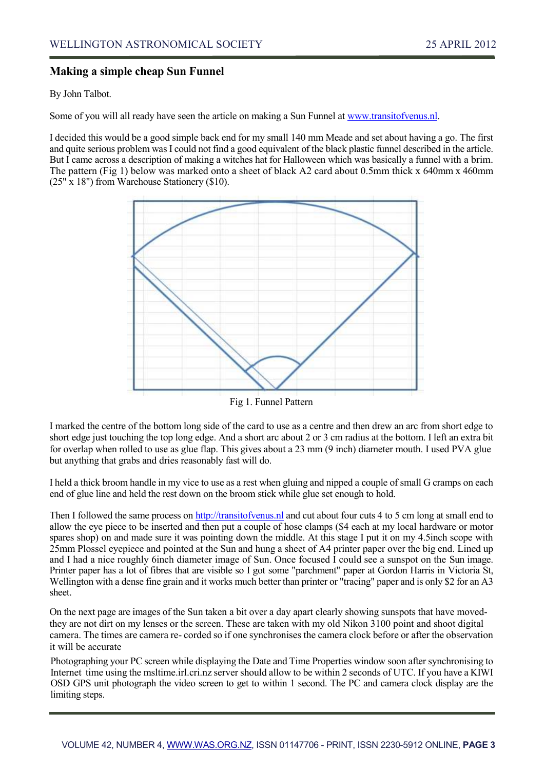## Making a simple cheap Sun Funnel

By John Talbot.

Some of you will all ready have seen the article on making a Sun Funnel at www.transitofvenus.nl.

I decided this would be a good simple back end for my small 140 mm Meade and set about having a go. The first and quite serious problem was I could not find a good equivalent of the black plastic funnel described in the article. But I came across a description of making a witches hat for Halloween which was basically a funnel with a brim. The pattern (Fig 1) below was marked onto a sheet of black A2 card about 0.5mm thick x 640mm x 460mm (25" x 18") from Warehouse Stationery ($10).

Fig 1. Funnel Pattern

I marked the centre of the bottom long side of the card to use as a centre and then drew an arc from short edge to short edge just touching the top long edge. And a short arc about 2 or 3 cm radius at the bottom. I left an extra bit for overlap when rolled to use as glue flap. This gives about a 23 mm (9 inch) diameter mouth. I used PVA glue but anything that grabs and dries reasonably fast will do.

I held a thick broom handle in my vice to use as a rest when gluing and nipped a couple of small G cramps on each end of glue line and held the rest down on the broom stick while glue set enough to hold.

Then I followed the same process on http://transitofvenus.nl and cut about four cuts 4 to 5 cm long at small end to allow the eye piece to be inserted and then put a couple of hose clamps ($4 each at my local hardware or motor spares shop) on and made sure it was pointing down the middle. At this stage I put it on my 4.5inch scope with 25mm Plossel eyepiece and pointed at the Sun and hung a sheet of A4 printer paper over the big end. Lined up and I had a nice roughly 6inch diameter image of Sun. Once focused I could see a sunspot on the Sun image. Printer paper has a lot of fibres that are visible so I got some "parchment" paper at Gordon Harris in Victoria St, Wellington with a dense fine grain and it works much better than printer or "tracing" paper and is only $2 for an A3 sheet.

On the next page are images of the Sun taken a bit over a day apart clearly showing sunspots that have moved- they are not dirt on my lenses or the screen. These are taken with my old Nikon 3100 point and shoot digital camera. The times are camera re- corded so if one synchronises the camera clock before or after the observation it will be accurate

Photographing your PC screen while displaying the Date and Time Properties window soon after synchronising to Internet time using the msltime.irl.cri.nz server should allow to be within 2 seconds of UTC. If you have a KIWI OSD GPS unit photograph the video screen to get to within 1 second. The PC and camera clock display are the limiting steps.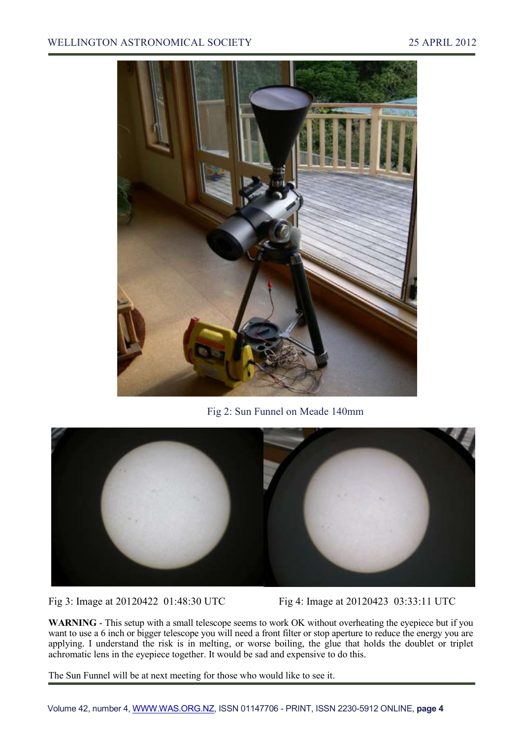Fig 2: Sun Funnel on Meade 140mm

Fig 3: Image at 20120422 01:48:30 UTC

Fig 4: Image at 20120423 03:33:11 UTC

**WARNING** - This setup with a small telescope seems to work OK without overheating the eyepiece but if you want to use a 6 inch or bigger telescope you will need a front filter or stop aperture to reduce the energy you are applying. I understand the risk is in melting, or worse boiling, the glue that holds the doublet or triplet achromatic lens in the eyepiece together. It would be sad and expensive to do this.

The Sun Funnel will be at next meeting for those who would like to see it.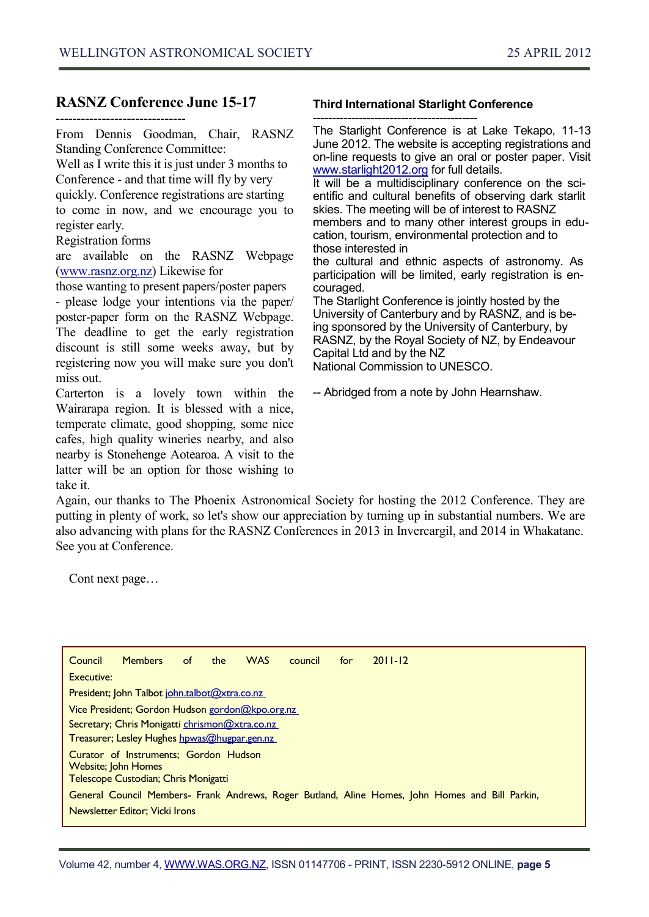## RASNZ Conference June 15-17

-------------------------------

From Dennis Goodman, Chair, RASNZ Standing Conference Committee:

Well as I write this it is just under 3 months to Conference - and that time will fly by very quickly. Conference registrations are starting to come in now, and we encourage you to register early.

Registration forms are available on the RASNZ Webpage (www.rasnz.org.nz) Likewise for those wanting to present papers/poster papers - please lodge your intentions via the paper/ poster-paper form on the RASNZ Webpage. The deadline to get the early registration discount is still some weeks away, but by registering now you will make sure you don't miss out.

Carterton is a lovely town within the Wairarapa region. It is blessed with a nice, temperate climate, good shopping, some nice cafes, high quality wineries nearby, and also nearby is Stonehenge Aotearoa. A visit to the latter will be an option for those wishing to take it.

Again, our thanks to The Phoenix Astronomical Society for hosting the 2012 Conference. They are putting in plenty of work, so let's show our appreciation by turning up in substantial numbers. We are also advancing with plans for the RASNZ Conferences in 2013 in Invercargil, and 2014 in Whakatane. See you at Conference.

Cont next page…

### Third International Starlight Conference

------------------------------------------

The Starlight Conference is at Lake Tekapo, 11-13 June 2012. The website is accepting registrations and on-line requests to give an oral or poster paper. Visit www.starlight2012.org for full details.

It will be a multidisciplinary conference on the scientific and cultural benefits of observing dark starlit skies. The meeting will be of interest to RASNZ members and to many other interest groups in education, tourism, environmental protection and to those interested in the cultural and ethnic aspects of astronomy. As participation will be limited, early registration is encouraged.

The Starlight Conference is jointly hosted by the University of Canterbury and by RASNZ, and is being sponsored by the University of Canterbury, by RASNZ, by the Royal Society of NZ, by Endeavour Capital Ltd and by the NZ National Commission to UNESCO.

-- Abridged from a note by John Hearnshaw.

Council Members of the WAS council for 2011-12

Executive:

President; John Talbot john.talbot@xtra.co.nz

Vice President; Gordon Hudson gordon@kpo.org.nz

Secretary; Chris Monigatti chrismon@xtra.co.nz

Treasurer; Lesley Hughes hpwas@hugpar.gen.nz

Curator of Instruments; Gordon Hudson
Website; John Homes
Telescope Custodian; Chris Monigatti

General Council Members- Frank Andrews, Roger Butland, Aline Homes, John Homes and Bill Parkin,

Newsletter Editor; Vicki Irons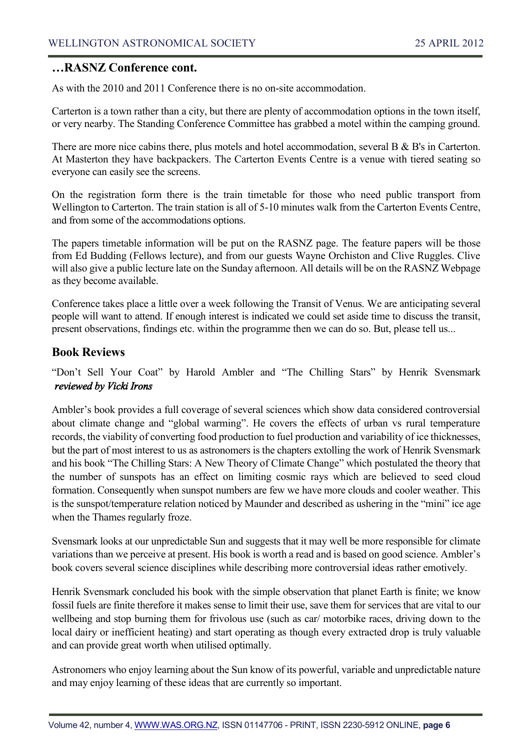## …RASNZ Conference cont.

As with the 2010 and 2011 Conference there is no on-site accommodation.

Carterton is a town rather than a city, but there are plenty of accommodation options in the town itself, or very nearby. The Standing Conference Committee has grabbed a motel within the camping ground.

There are more nice cabins there, plus motels and hotel accommodation, several B & B's in Carterton. At Masterton they have backpackers. The Carterton Events Centre is a venue with tiered seating so everyone can easily see the screens.

On the registration form there is the train timetable for those who need public transport from Wellington to Carterton. The train station is all of 5-10 minutes walk from the Carterton Events Centre, and from some of the accommodations options.

The papers timetable information will be put on the RASNZ page. The feature papers will be those from Ed Budding (Fellows lecture), and from our guests Wayne Orchiston and Clive Ruggles. Clive will also give a public lecture late on the Sunday afternoon. All details will be on the RASNZ Webpage as they become available.

Conference takes place a little over a week following the Transit of Venus. We are anticipating several people will want to attend. If enough interest is indicated we could set aside time to discuss the transit, present observations, findings etc. within the programme then we can do so. But, please tell us...

## Book Reviews

"Don't Sell Your Coat" by Harold Ambler and "The Chilling Stars" by Henrik Svensmark *reviewed by Vicki Irons*

Ambler's book provides a full coverage of several sciences which show data considered controversial about climate change and "global warming". He covers the effects of urban vs rural temperature records, the viability of converting food production to fuel production and variability of ice thicknesses, but the part of most interest to us as astronomers is the chapters extolling the work of Henrik Svensmark and his book "The Chilling Stars: A New Theory of Climate Change" which postulated the theory that the number of sunspots has an effect on limiting cosmic rays which are believed to seed cloud formation. Consequently when sunspot numbers are few we have more clouds and cooler weather. This is the sunspot/temperature relation noticed by Maunder and described as ushering in the "mini" ice age when the Thames regularly froze.

Svensmark looks at our unpredictable Sun and suggests that it may well be more responsible for climate variations than we perceive at present. His book is worth a read and is based on good science. Ambler's book covers several science disciplines while describing more controversial ideas rather emotively.

Henrik Svensmark concluded his book with the simple observation that planet Earth is finite; we know fossil fuels are finite therefore it makes sense to limit their use, save them for services that are vital to our wellbeing and stop burning them for frivolous use (such as car/ motorbike races, driving down to the local dairy or inefficient heating) and start operating as though every extracted drop is truly valuable and can provide great worth when utilised optimally.

Astronomers who enjoy learning about the Sun know of its powerful, variable and unpredictable nature and may enjoy learning of these ideas that are currently so important.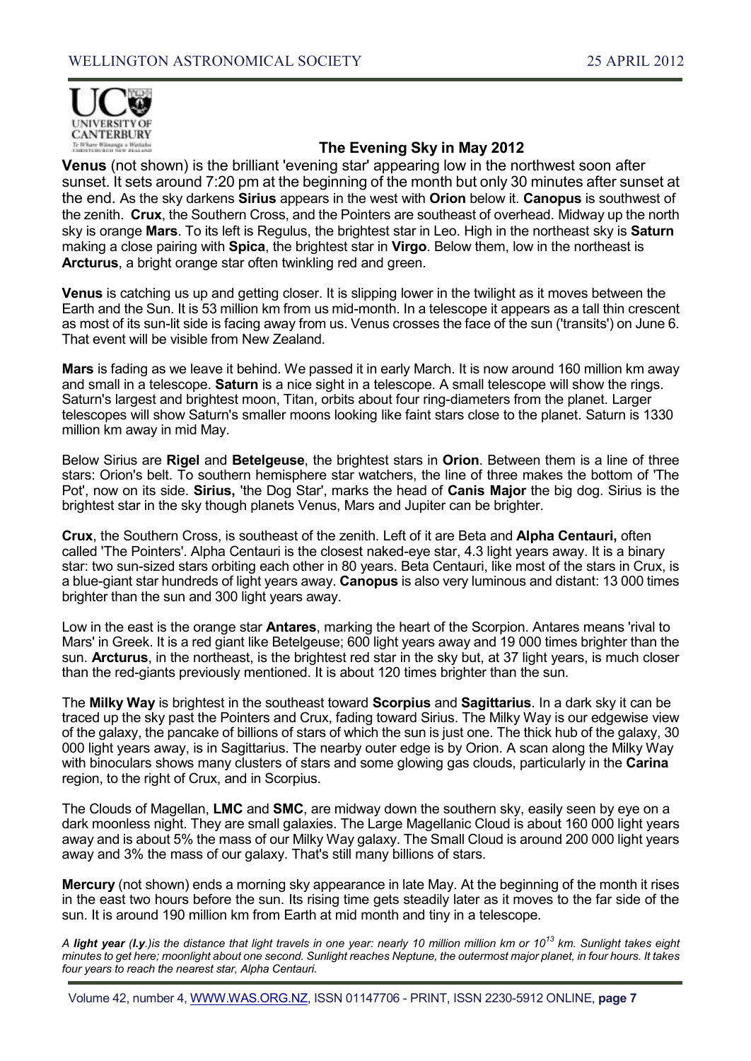## The Evening Sky in May 2012

**Venus** (not shown) is the brilliant 'evening star' appearing low in the northwest soon after sunset. It sets around 7:20 pm at the beginning of the month but only 30 minutes after sunset at the end. As the sky darkens **Sirius** appears in the west with **Orion** below it. **Canopus** is southwest of the zenith. **Crux**, the Southern Cross, and the Pointers are southeast of overhead. Midway up the north sky is orange **Mars**. To its left is Regulus, the brightest star in Leo. High in the northeast sky is **Saturn** making a close pairing with **Spica**, the brightest star in **Virgo**. Below them, low in the northeast is **Arcturus**, a bright orange star often twinkling red and green.

**Venus** is catching us up and getting closer. It is slipping lower in the twilight as it moves between the Earth and the Sun. It is 53 million km from us mid-month. In a telescope it appears as a tall thin crescent as most of its sun-lit side is facing away from us. Venus crosses the face of the sun ('transits') on June 6. That event will be visible from New Zealand.

**Mars** is fading as we leave it behind. We passed it in early March. It is now around 160 million km away and small in a telescope. **Saturn** is a nice sight in a telescope. A small telescope will show the rings. Saturn's largest and brightest moon, Titan, orbits about four ring-diameters from the planet. Larger telescopes will show Saturn's smaller moons looking like faint stars close to the planet. Saturn is 1330 million km away in mid May.

Below Sirius are **Rigel** and **Betelgeuse**, the brightest stars in **Orion**. Between them is a line of three stars: Orion's belt. To southern hemisphere star watchers, the line of three makes the bottom of 'The Pot', now on its side. **Sirius,** 'the Dog Star', marks the head of **Canis Major** the big dog. Sirius is the brightest star in the sky though planets Venus, Mars and Jupiter can be brighter.

**Crux**, the Southern Cross, is southeast of the zenith. Left of it are Beta and **Alpha Centauri,** often called 'The Pointers'. Alpha Centauri is the closest naked-eye star, 4.3 light years away. It is a binary star: two sun-sized stars orbiting each other in 80 years. Beta Centauri, like most of the stars in Crux, is a blue-giant star hundreds of light years away. **Canopus** is also very luminous and distant: 13 000 times brighter than the sun and 300 light years away.

Low in the east is the orange star **Antares**, marking the heart of the Scorpion. Antares means 'rival to Mars' in Greek. It is a red giant like Betelgeuse; 600 light years away and 19 000 times brighter than the sun. **Arcturus**, in the northeast, is the brightest red star in the sky but, at 37 light years, is much closer than the red-giants previously mentioned. It is about 120 times brighter than the sun.

The **Milky Way** is brightest in the southeast toward **Scorpius** and **Sagittarius**. In a dark sky it can be traced up the sky past the Pointers and Crux, fading toward Sirius. The Milky Way is our edgewise view of the galaxy, the pancake of billions of stars of which the sun is just one. The thick hub of the galaxy, 30 000 light years away, is in Sagittarius. The nearby outer edge is by Orion. A scan along the Milky Way with binoculars shows many clusters of stars and some glowing gas clouds, particularly in the **Carina** region, to the right of Crux, and in Scorpius.

The Clouds of Magellan, **LMC** and **SMC**, are midway down the southern sky, easily seen by eye on a dark moonless night. They are small galaxies. The Large Magellanic Cloud is about 160 000 light years away and is about 5% the mass of our Milky Way galaxy. The Small Cloud is around 200 000 light years away and 3% the mass of our galaxy. That's still many billions of stars.

**Mercury** (not shown) ends a morning sky appearance in late May. At the beginning of the month it rises in the east two hours before the sun. Its rising time gets steadily later as it moves to the far side of the sun. It is around 190 million km from Earth at mid month and tiny in a telescope.

*A **light year** (**l.y**.)is the distance that light travels in one year: nearly 10 million million km or $10^{13}$ km. Sunlight takes eight minutes to get here; moonlight about one second. Sunlight reaches Neptune, the outermost major planet, in four hours. It takes four years to reach the nearest star, Alpha Centauri.*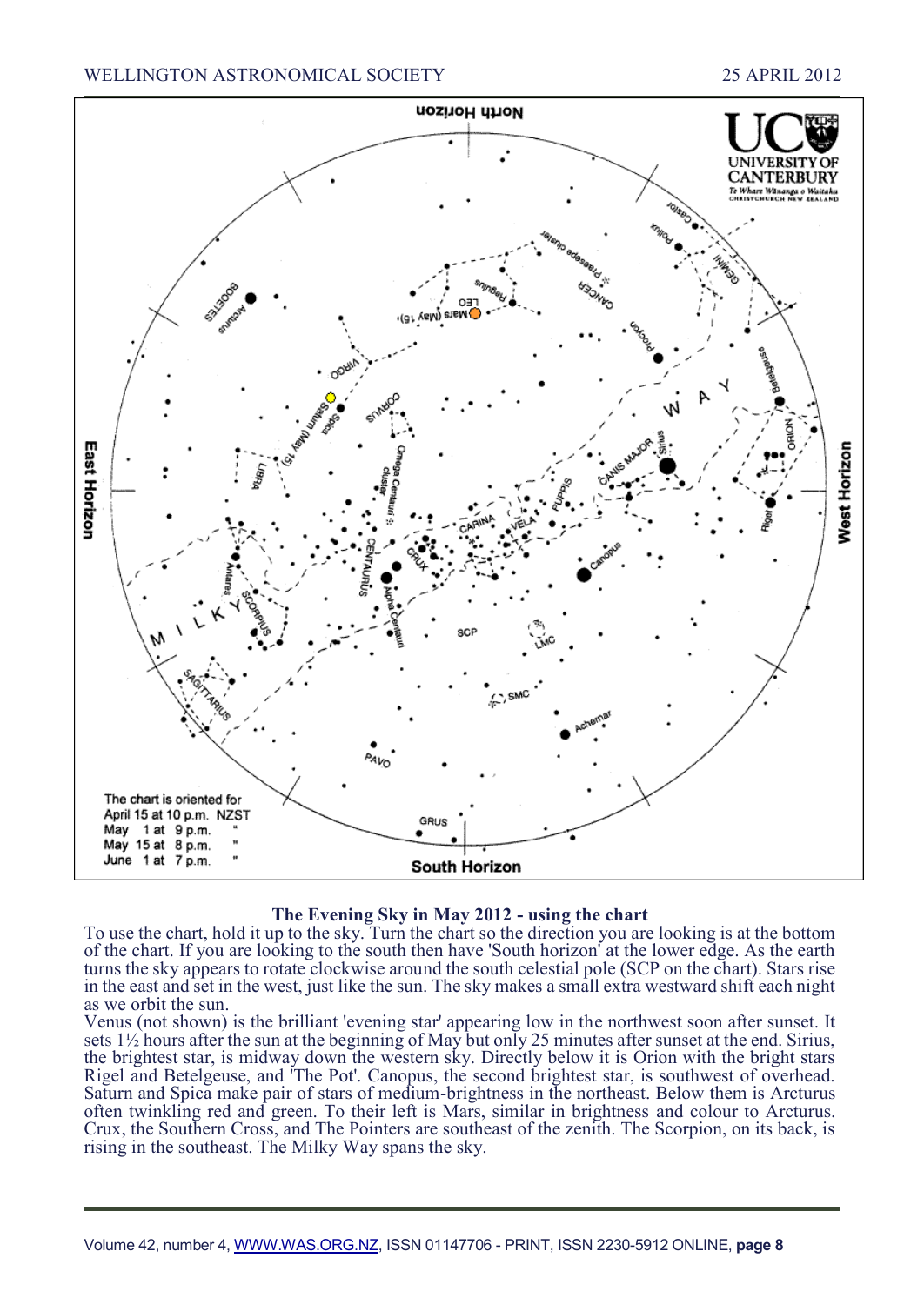North Horizon

East Horizon

West Horizon

South Horizon

UNIVERSITY OF CANTERBURY
Te Whare Wānanga o Waitaha
CHRISTCHURCH NEW ZEALAND

The chart is oriented for
April 15 at 10 p.m. NZST
May 1 at 9 p.m. "
May 15 at 8 p.m. "
June 1 at 7 p.m. "

Castor, Pollux, GEMINI, Praesepe cluster, CANCER, Regulus, LEO, Mars (May 15), BOOTES, Arcturus, Procyon, Betelgeuse, VIRGO, Saturn (May 15), Spica, CORVUS, WAY, ORION, Sirius, CANIS MAJOR, LIBRA, Omega Centauri cluster, PUPPIS, Rigel, CARINA, VELA, CRUX, Canopus, CENTAURUS, Antares, Alpha Centauri, SCORPIUS, MILKY, SCP, LMC, SAGITTARIUS, SMC, Achernar, PAVO, GRUS

## The Evening Sky in May 2012 - using the chart

To use the chart, hold it up to the sky. Turn the chart so the direction you are looking is at the bottom of the chart. If you are looking to the south then have 'South horizon' at the lower edge. As the earth turns the sky appears to rotate clockwise around the south celestial pole (SCP on the chart). Stars rise in the east and set in the west, just like the sun. The sky makes a small extra westward shift each night as we orbit the sun.

Venus (not shown) is the brilliant 'evening star' appearing low in the northwest soon after sunset. It sets 1½ hours after the sun at the beginning of May but only 25 minutes after sunset at the end. Sirius, the brightest star, is midway down the western sky. Directly below it is Orion with the bright stars Rigel and Betelgeuse, and 'The Pot'. Canopus, the second brightest star, is southwest of overhead. Saturn and Spica make pair of stars of medium-brightness in the northeast. Below them is Arcturus often twinkling red and green. To their left is Mars, similar in brightness and colour to Arcturus. Crux, the Southern Cross, and The Pointers are southeast of the zenith. The Scorpion, on its back, is rising in the southeast. The Milky Way spans the sky.